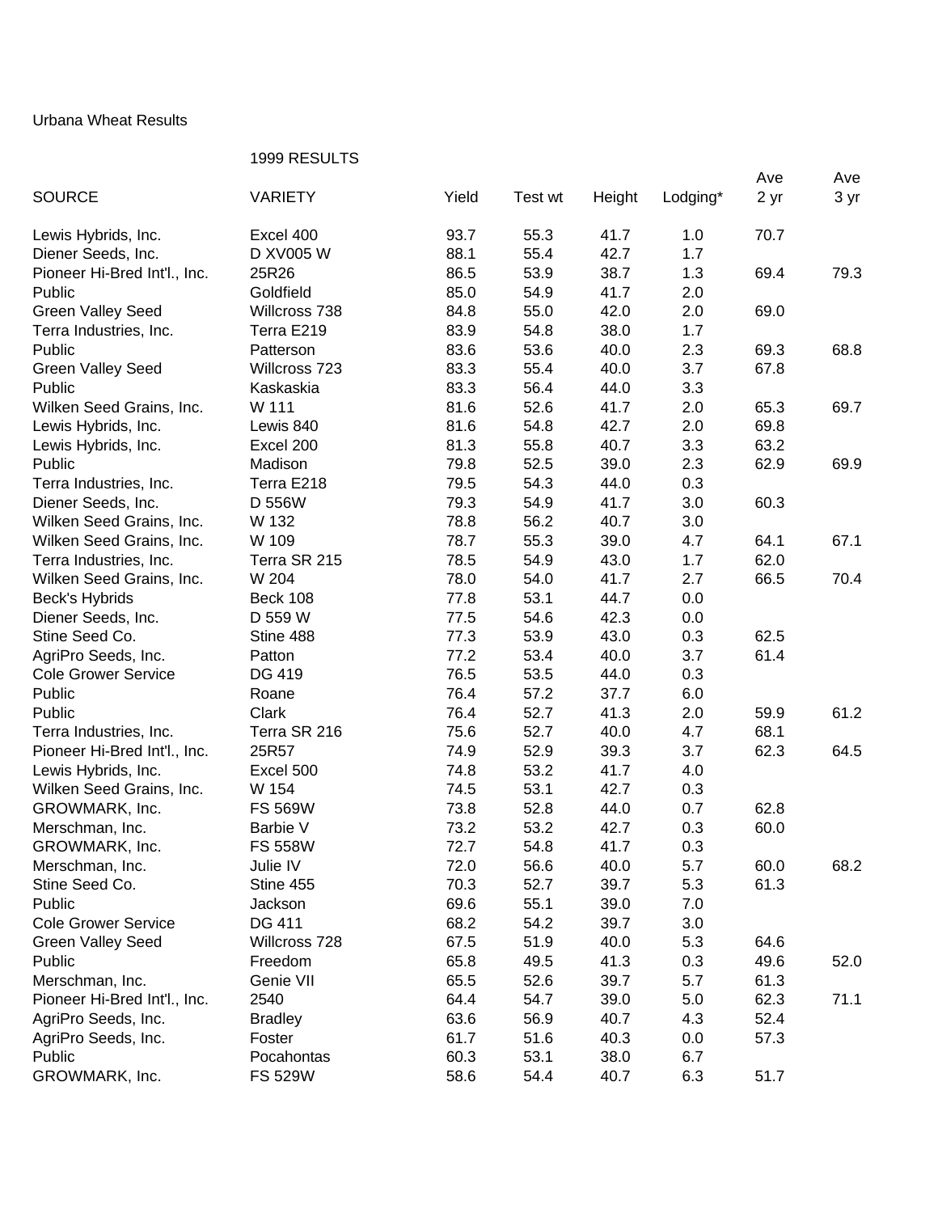Urbana Wheat Results

1999 RESULTS

| SOURCE | VARIETY | Yield | Test wt | Height | Lodging* | Ave 2 yr | Ave 3 yr |
|---|---|---|---|---|---|---|---|
| Lewis Hybrids, Inc. | Excel 400 | 93.7 | 55.3 | 41.7 | 1.0 | 70.7 | |
| Diener Seeds, Inc. | D XV005 W | 88.1 | 55.4 | 42.7 | 1.7 | | |
| Pioneer Hi-Bred Int'l., Inc. | 25R26 | 86.5 | 53.9 | 38.7 | 1.3 | 69.4 | 79.3 |
| Public | Goldfield | 85.0 | 54.9 | 41.7 | 2.0 | | |
| Green Valley Seed | Willcross 738 | 84.8 | 55.0 | 42.0 | 2.0 | 69.0 | |
| Terra Industries, Inc. | Terra E219 | 83.9 | 54.8 | 38.0 | 1.7 | | |
| Public | Patterson | 83.6 | 53.6 | 40.0 | 2.3 | 69.3 | 68.8 |
| Green Valley Seed | Willcross 723 | 83.3 | 55.4 | 40.0 | 3.7 | 67.8 | |
| Public | Kaskaskia | 83.3 | 56.4 | 44.0 | 3.3 | | |
| Wilken Seed Grains, Inc. | W 111 | 81.6 | 52.6 | 41.7 | 2.0 | 65.3 | 69.7 |
| Lewis Hybrids, Inc. | Lewis 840 | 81.6 | 54.8 | 42.7 | 2.0 | 69.8 | |
| Lewis Hybrids, Inc. | Excel 200 | 81.3 | 55.8 | 40.7 | 3.3 | 63.2 | |
| Public | Madison | 79.8 | 52.5 | 39.0 | 2.3 | 62.9 | 69.9 |
| Terra Industries, Inc. | Terra E218 | 79.5 | 54.3 | 44.0 | 0.3 | | |
| Diener Seeds, Inc. | D 556W | 79.3 | 54.9 | 41.7 | 3.0 | 60.3 | |
| Wilken Seed Grains, Inc. | W 132 | 78.8 | 56.2 | 40.7 | 3.0 | | |
| Wilken Seed Grains, Inc. | W 109 | 78.7 | 55.3 | 39.0 | 4.7 | 64.1 | 67.1 |
| Terra Industries, Inc. | Terra SR 215 | 78.5 | 54.9 | 43.0 | 1.7 | 62.0 | |
| Wilken Seed Grains, Inc. | W 204 | 78.0 | 54.0 | 41.7 | 2.7 | 66.5 | 70.4 |
| Beck's Hybrids | Beck 108 | 77.8 | 53.1 | 44.7 | 0.0 | | |
| Diener Seeds, Inc. | D 559 W | 77.5 | 54.6 | 42.3 | 0.0 | | |
| Stine Seed Co. | Stine 488 | 77.3 | 53.9 | 43.0 | 0.3 | 62.5 | |
| AgriPro Seeds, Inc. | Patton | 77.2 | 53.4 | 40.0 | 3.7 | 61.4 | |
| Cole Grower Service | DG 419 | 76.5 | 53.5 | 44.0 | 0.3 | | |
| Public | Roane | 76.4 | 57.2 | 37.7 | 6.0 | | |
| Public | Clark | 76.4 | 52.7 | 41.3 | 2.0 | 59.9 | 61.2 |
| Terra Industries, Inc. | Terra SR 216 | 75.6 | 52.7 | 40.0 | 4.7 | 68.1 | |
| Pioneer Hi-Bred Int'l., Inc. | 25R57 | 74.9 | 52.9 | 39.3 | 3.7 | 62.3 | 64.5 |
| Lewis Hybrids, Inc. | Excel 500 | 74.8 | 53.2 | 41.7 | 4.0 | | |
| Wilken Seed Grains, Inc. | W 154 | 74.5 | 53.1 | 42.7 | 0.3 | | |
| GROWMARK, Inc. | FS 569W | 73.8 | 52.8 | 44.0 | 0.7 | 62.8 | |
| Merschman, Inc. | Barbie V | 73.2 | 53.2 | 42.7 | 0.3 | 60.0 | |
| GROWMARK, Inc. | FS 558W | 72.7 | 54.8 | 41.7 | 0.3 | | |
| Merschman, Inc. | Julie IV | 72.0 | 56.6 | 40.0 | 5.7 | 60.0 | 68.2 |
| Stine Seed Co. | Stine 455 | 70.3 | 52.7 | 39.7 | 5.3 | 61.3 | |
| Public | Jackson | 69.6 | 55.1 | 39.0 | 7.0 | | |
| Cole Grower Service | DG 411 | 68.2 | 54.2 | 39.7 | 3.0 | | |
| Green Valley Seed | Willcross 728 | 67.5 | 51.9 | 40.0 | 5.3 | 64.6 | |
| Public | Freedom | 65.8 | 49.5 | 41.3 | 0.3 | 49.6 | 52.0 |
| Merschman, Inc. | Genie VII | 65.5 | 52.6 | 39.7 | 5.7 | 61.3 | |
| Pioneer Hi-Bred Int'l., Inc. | 2540 | 64.4 | 54.7 | 39.0 | 5.0 | 62.3 | 71.1 |
| AgriPro Seeds, Inc. | Bradley | 63.6 | 56.9 | 40.7 | 4.3 | 52.4 | |
| AgriPro Seeds, Inc. | Foster | 61.7 | 51.6 | 40.3 | 0.0 | 57.3 | |
| Public | Pocahontas | 60.3 | 53.1 | 38.0 | 6.7 | | |
| GROWMARK, Inc. | FS 529W | 58.6 | 54.4 | 40.7 | 6.3 | 51.7 | |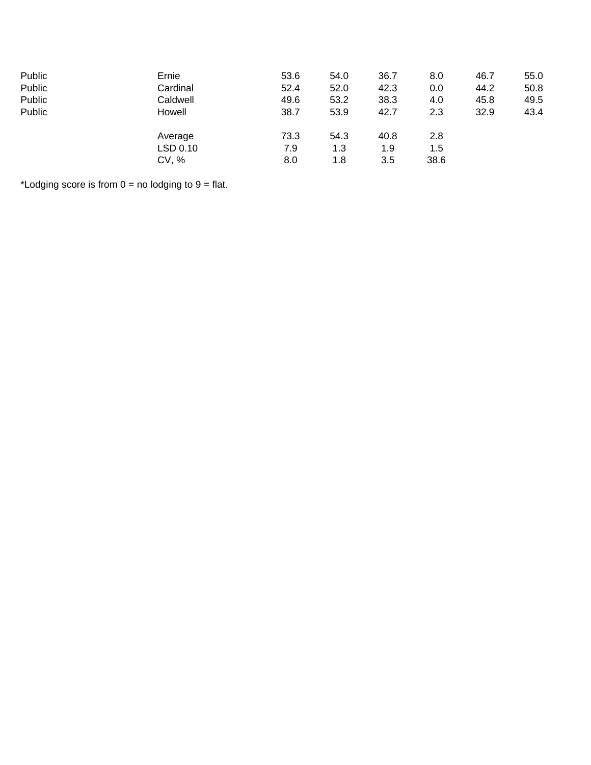| | | | | | | | |
|---|---|---|---|---|---|---|---|
| Public | Ernie | 53.6 | 54.0 | 36.7 | 8.0 | 46.7 | 55.0 |
| Public | Cardinal | 52.4 | 52.0 | 42.3 | 0.0 | 44.2 | 50.8 |
| Public | Caldwell | 49.6 | 53.2 | 38.3 | 4.0 | 45.8 | 49.5 |
| Public | Howell | 38.7 | 53.9 | 42.7 | 2.3 | 32.9 | 43.4 |
| | | | | | | | |
| | Average | 73.3 | 54.3 | 40.8 | 2.8 | | |
| | LSD 0.10 | 7.9 | 1.3 | 1.9 | 1.5 | | |
| | CV, % | 8.0 | 1.8 | 3.5 | 38.6 | | |

*Lodging score is from 0 = no lodging to 9 = flat.